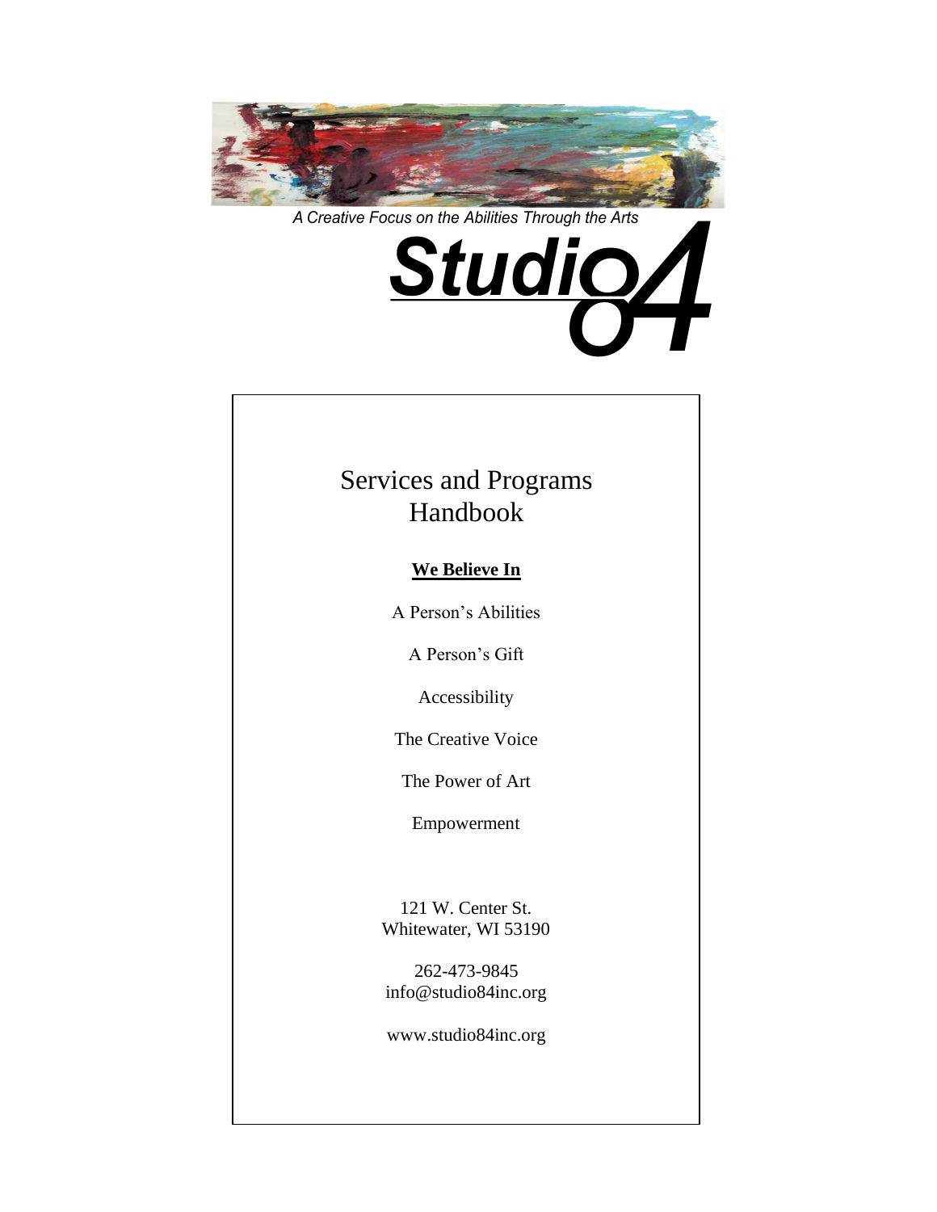*A Creative Focus on the Abilities Through the Arts*

# Studio84

# Services and Programs Handbook

**We Believe In**

A Person's Abilities

A Person's Gift

Accessibility

The Creative Voice

The Power of Art

Empowerment

121 W. Center St.
Whitewater, WI 53190

262-473-9845
info@studio84inc.org

www.studio84inc.org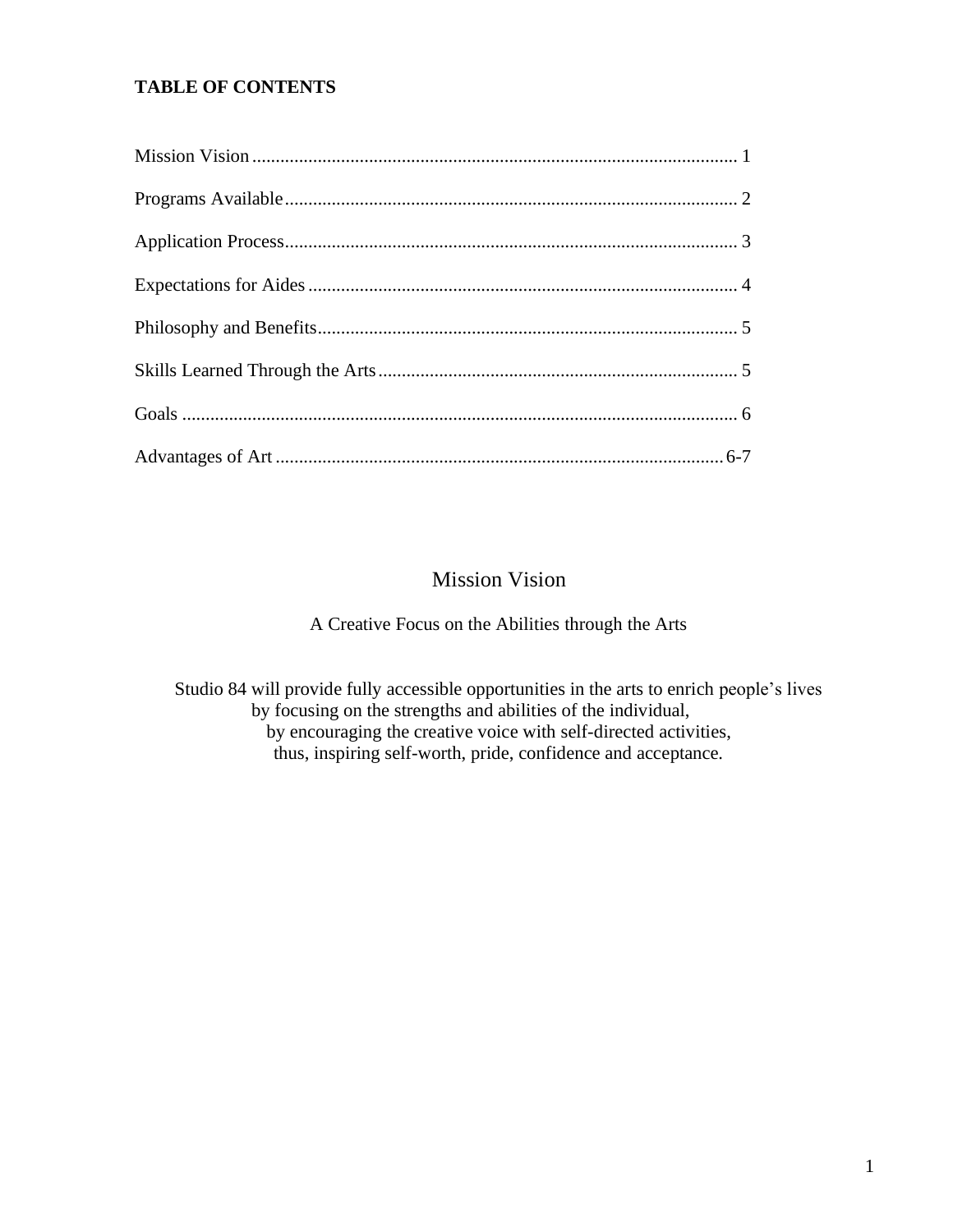**TABLE OF CONTENTS**

| | |
|---|---|
| Mission Vision | 1 |
| Programs Available | 2 |
| Application Process | 3 |
| Expectations for Aides | 4 |
| Philosophy and Benefits | 5 |
| Skills Learned Through the Arts | 5 |
| Goals | 6 |
| Advantages of Art | 6-7 |

# Mission Vision

A Creative Focus on the Abilities through the Arts

Studio 84 will provide fully accessible opportunities in the arts to enrich people's lives
by focusing on the strengths and abilities of the individual,
by encouraging the creative voice with self-directed activities,
thus, inspiring self-worth, pride, confidence and acceptance.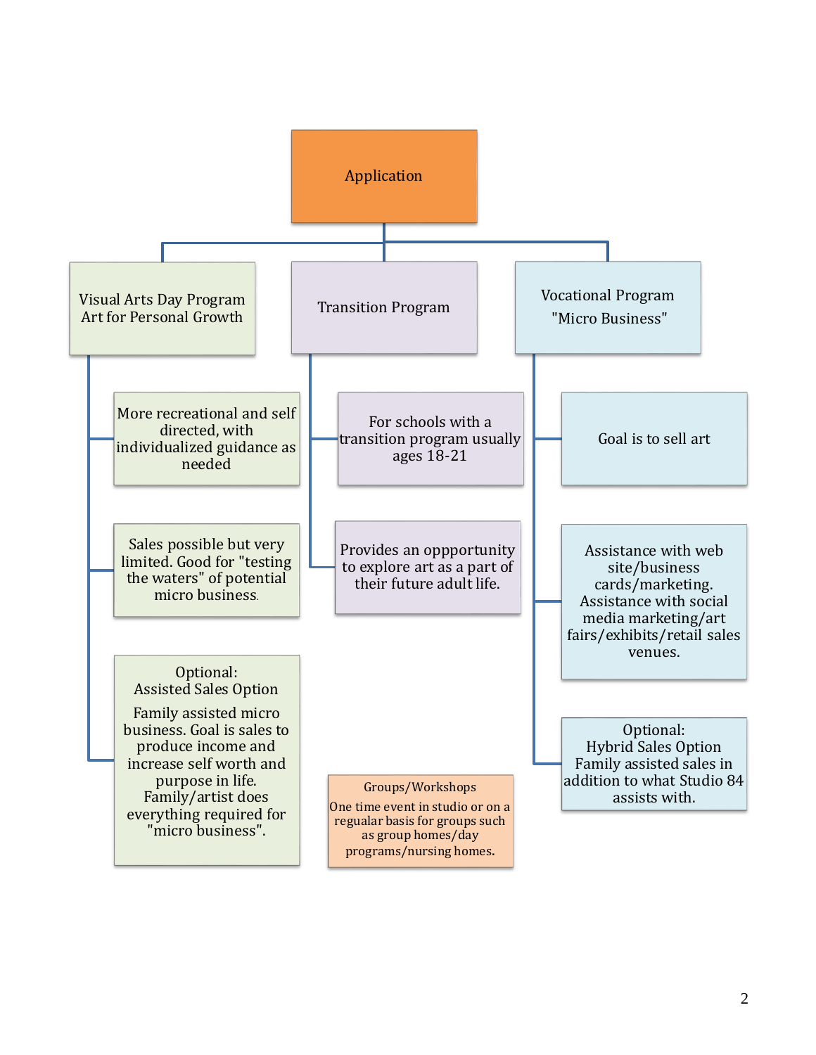# Application

## Visual Arts Day Program Art for Personal Growth

- More recreational and self directed, with individualized guidance as needed
- Sales possible but very limited. Good for "testing the waters" of potential micro business.
- Optional: Assisted Sales Option

  Family assisted micro business. Goal is sales to produce income and increase self worth and purpose in life. Family/artist does everything required for "micro business".

## Transition Program

- For schools with a transition program usually ages 18-21
- Provides an oppportunity to explore art as a part of their future adult life.

## Vocational Program "Micro Business"

- Goal is to sell art
- Assistance with web site/business cards/marketing. Assistance with social media marketing/art fairs/exhibits/retail sales venues.
- Optional: Hybrid Sales Option Family assisted sales in addition to what Studio 84 assists with.

## Groups/Workshops

One time event in studio or on a regualar basis for groups such as group homes/day programs/nursing homes.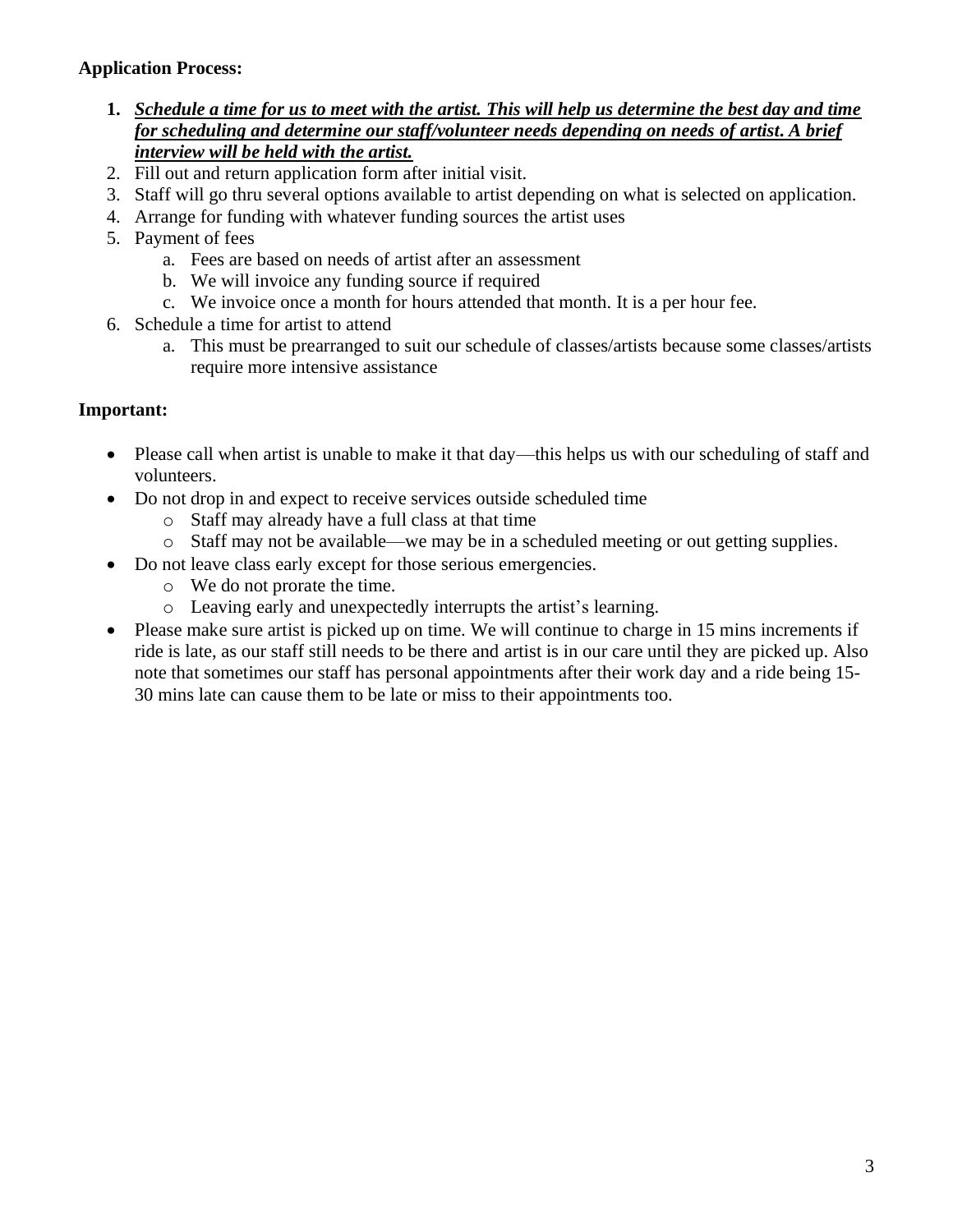**Application Process:**

1. ***<u>Schedule a time for us to meet with the artist. This will help us determine the best day and time for scheduling and determine our staff/volunteer needs depending on needs of artist. A brief interview will be held with the artist.</u>***
2. Fill out and return application form after initial visit.
3. Staff will go thru several options available to artist depending on what is selected on application.
4. Arrange for funding with whatever funding sources the artist uses
5. Payment of fees
   a. Fees are based on needs of artist after an assessment
   b. We will invoice any funding source if required
   c. We invoice once a month for hours attended that month. It is a per hour fee.
6. Schedule a time for artist to attend
   a. This must be prearranged to suit our schedule of classes/artists because some classes/artists require more intensive assistance

**Important:**

- Please call when artist is unable to make it that day—this helps us with our scheduling of staff and volunteers.
- Do not drop in and expect to receive services outside scheduled time
  - Staff may already have a full class at that time
  - Staff may not be available—we may be in a scheduled meeting or out getting supplies.
- Do not leave class early except for those serious emergencies.
  - We do not prorate the time.
  - Leaving early and unexpectedly interrupts the artist's learning.
- Please make sure artist is picked up on time. We will continue to charge in 15 mins increments if ride is late, as our staff still needs to be there and artist is in our care until they are picked up. Also note that sometimes our staff has personal appointments after their work day and a ride being 15-30 mins late can cause them to be late or miss to their appointments too.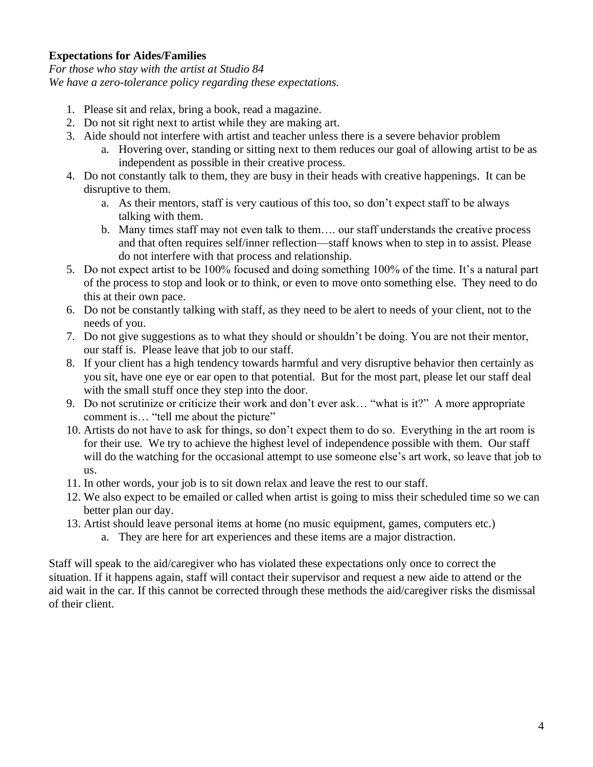**Expectations for Aides/Families**

*For those who stay with the artist at Studio 84*
*We have a zero-tolerance policy regarding these expectations.*

1. Please sit and relax, bring a book, read a magazine.
2. Do not sit right next to artist while they are making art.
3. Aide should not interfere with artist and teacher unless there is a severe behavior problem
   a. Hovering over, standing or sitting next to them reduces our goal of allowing artist to be as independent as possible in their creative process.
4. Do not constantly talk to them, they are busy in their heads with creative happenings. It can be disruptive to them.
   a. As their mentors, staff is very cautious of this too, so don't expect staff to be always talking with them.
   b. Many times staff may not even talk to them…. our staff understands the creative process and that often requires self/inner reflection—staff knows when to step in to assist. Please do not interfere with that process and relationship.
5. Do not expect artist to be 100% focused and doing something 100% of the time. It's a natural part of the process to stop and look or to think, or even to move onto something else. They need to do this at their own pace.
6. Do not be constantly talking with staff, as they need to be alert to needs of your client, not to the needs of you.
7. Do not give suggestions as to what they should or shouldn't be doing. You are not their mentor, our staff is. Please leave that job to our staff.
8. If your client has a high tendency towards harmful and very disruptive behavior then certainly as you sit, have one eye or ear open to that potential. But for the most part, please let our staff deal with the small stuff once they step into the door.
9. Do not scrutinize or criticize their work and don't ever ask… "what is it?" A more appropriate comment is… "tell me about the picture"
10. Artists do not have to ask for things, so don't expect them to do so. Everything in the art room is for their use. We try to achieve the highest level of independence possible with them. Our staff will do the watching for the occasional attempt to use someone else's art work, so leave that job to us.
11. In other words, your job is to sit down relax and leave the rest to our staff.
12. We also expect to be emailed or called when artist is going to miss their scheduled time so we can better plan our day.
13. Artist should leave personal items at home (no music equipment, games, computers etc.)
    a. They are here for art experiences and these items are a major distraction.

Staff will speak to the aid/caregiver who has violated these expectations only once to correct the situation. If it happens again, staff will contact their supervisor and request a new aide to attend or the aid wait in the car. If this cannot be corrected through these methods the aid/caregiver risks the dismissal of their client.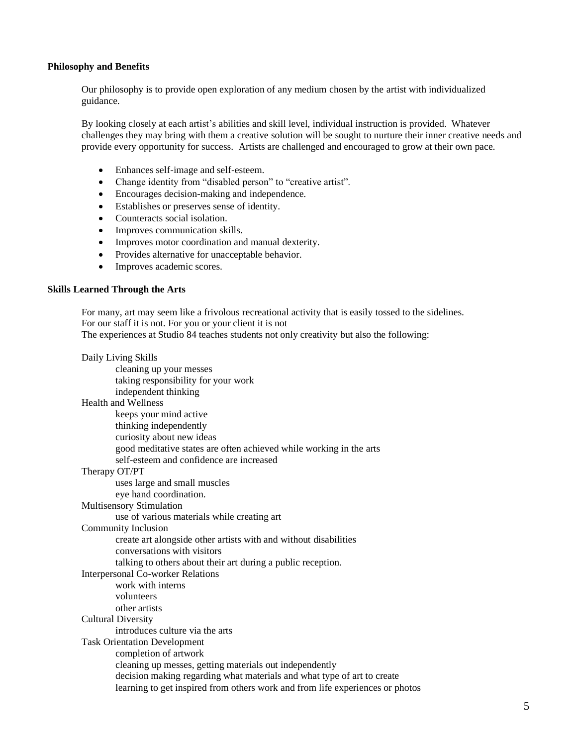**Philosophy and Benefits**

Our philosophy is to provide open exploration of any medium chosen by the artist with individualized guidance.

By looking closely at each artist's abilities and skill level, individual instruction is provided. Whatever challenges they may bring with them a creative solution will be sought to nurture their inner creative needs and provide every opportunity for success. Artists are challenged and encouraged to grow at their own pace.

- Enhances self-image and self-esteem.
- Change identity from "disabled person" to "creative artist".
- Encourages decision-making and independence.
- Establishes or preserves sense of identity.
- Counteracts social isolation.
- Improves communication skills.
- Improves motor coordination and manual dexterity.
- Provides alternative for unacceptable behavior.
- Improves academic scores.

**Skills Learned Through the Arts**

For many, art may seem like a frivolous recreational activity that is easily tossed to the sidelines.
For our staff it is not. <u>For you or your client it is not</u>
The experiences at Studio 84 teaches students not only creativity but also the following:

Daily Living Skills
- cleaning up your messes
- taking responsibility for your work
- independent thinking

Health and Wellness
- keeps your mind active
- thinking independently
- curiosity about new ideas
- good meditative states are often achieved while working in the arts
- self-esteem and confidence are increased

Therapy OT/PT
- uses large and small muscles
- eye hand coordination.

Multisensory Stimulation
- use of various materials while creating art

Community Inclusion
- create art alongside other artists with and without disabilities
- conversations with visitors
- talking to others about their art during a public reception.

Interpersonal Co-worker Relations
- work with interns
- volunteers
- other artists

Cultural Diversity
- introduces culture via the arts

Task Orientation Development
- completion of artwork
- cleaning up messes, getting materials out independently
- decision making regarding what materials and what type of art to create
- learning to get inspired from others work and from life experiences or photos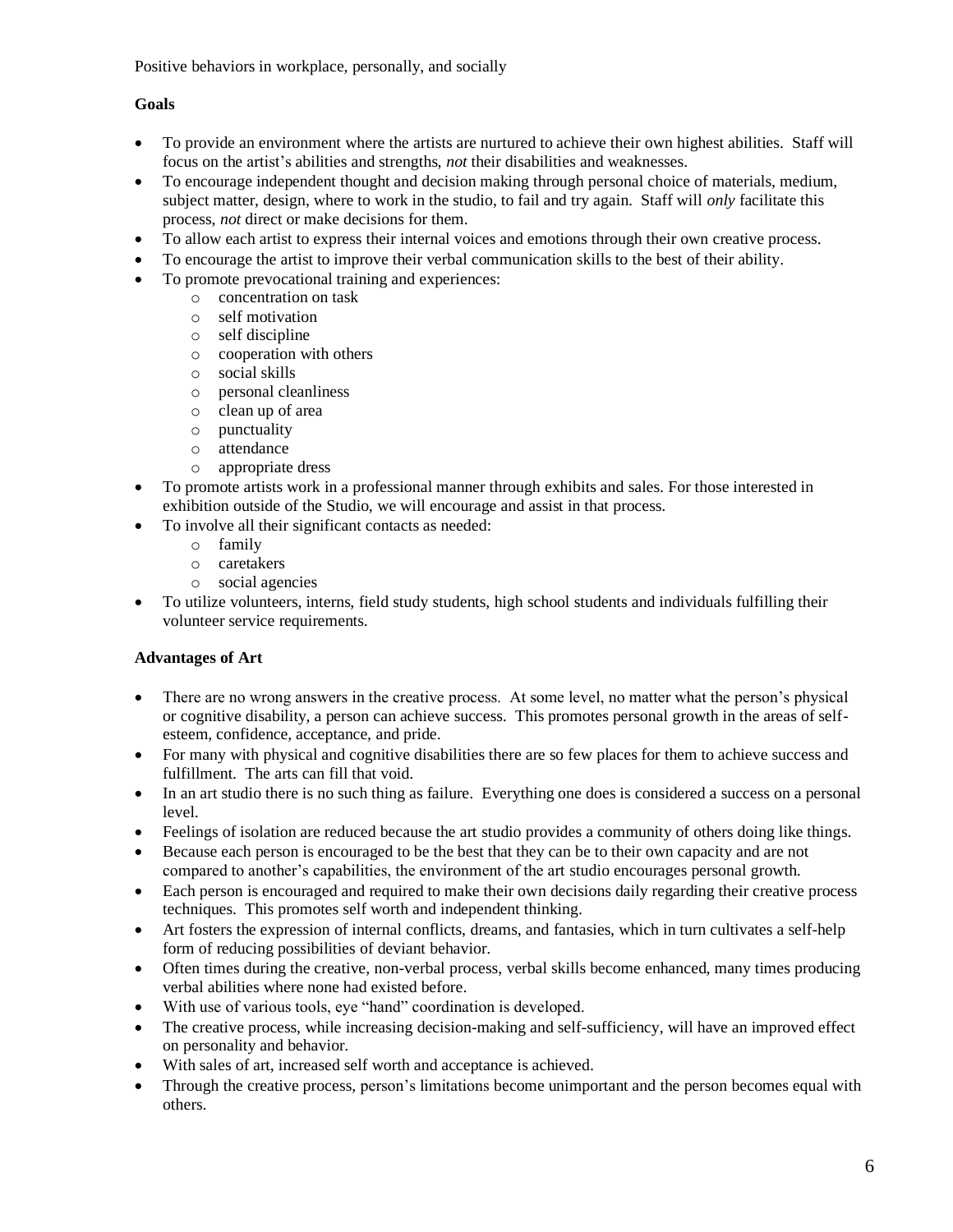Positive behaviors in workplace, personally, and socially

**Goals**

- To provide an environment where the artists are nurtured to achieve their own highest abilities. Staff will focus on the artist's abilities and strengths, *not* their disabilities and weaknesses.
- To encourage independent thought and decision making through personal choice of materials, medium, subject matter, design, where to work in the studio, to fail and try again. Staff will *only* facilitate this process, *not* direct or make decisions for them.
- To allow each artist to express their internal voices and emotions through their own creative process.
- To encourage the artist to improve their verbal communication skills to the best of their ability.
- To promote prevocational training and experiences:
    - concentration on task
    - self motivation
    - self discipline
    - cooperation with others
    - social skills
    - personal cleanliness
    - clean up of area
    - punctuality
    - attendance
    - appropriate dress
- To promote artists work in a professional manner through exhibits and sales. For those interested in exhibition outside of the Studio, we will encourage and assist in that process.
- To involve all their significant contacts as needed:
    - family
    - caretakers
    - social agencies
- To utilize volunteers, interns, field study students, high school students and individuals fulfilling their volunteer service requirements.

**Advantages of Art**

- There are no wrong answers in the creative process. At some level, no matter what the person's physical or cognitive disability, a person can achieve success. This promotes personal growth in the areas of self-esteem, confidence, acceptance, and pride.
- For many with physical and cognitive disabilities there are so few places for them to achieve success and fulfillment. The arts can fill that void.
- In an art studio there is no such thing as failure. Everything one does is considered a success on a personal level.
- Feelings of isolation are reduced because the art studio provides a community of others doing like things.
- Because each person is encouraged to be the best that they can be to their own capacity and are not compared to another's capabilities, the environment of the art studio encourages personal growth.
- Each person is encouraged and required to make their own decisions daily regarding their creative process techniques. This promotes self worth and independent thinking.
- Art fosters the expression of internal conflicts, dreams, and fantasies, which in turn cultivates a self-help form of reducing possibilities of deviant behavior.
- Often times during the creative, non-verbal process, verbal skills become enhanced, many times producing verbal abilities where none had existed before.
- With use of various tools, eye "hand" coordination is developed.
- The creative process, while increasing decision-making and self-sufficiency, will have an improved effect on personality and behavior.
- With sales of art, increased self worth and acceptance is achieved.
- Through the creative process, person's limitations become unimportant and the person becomes equal with others.